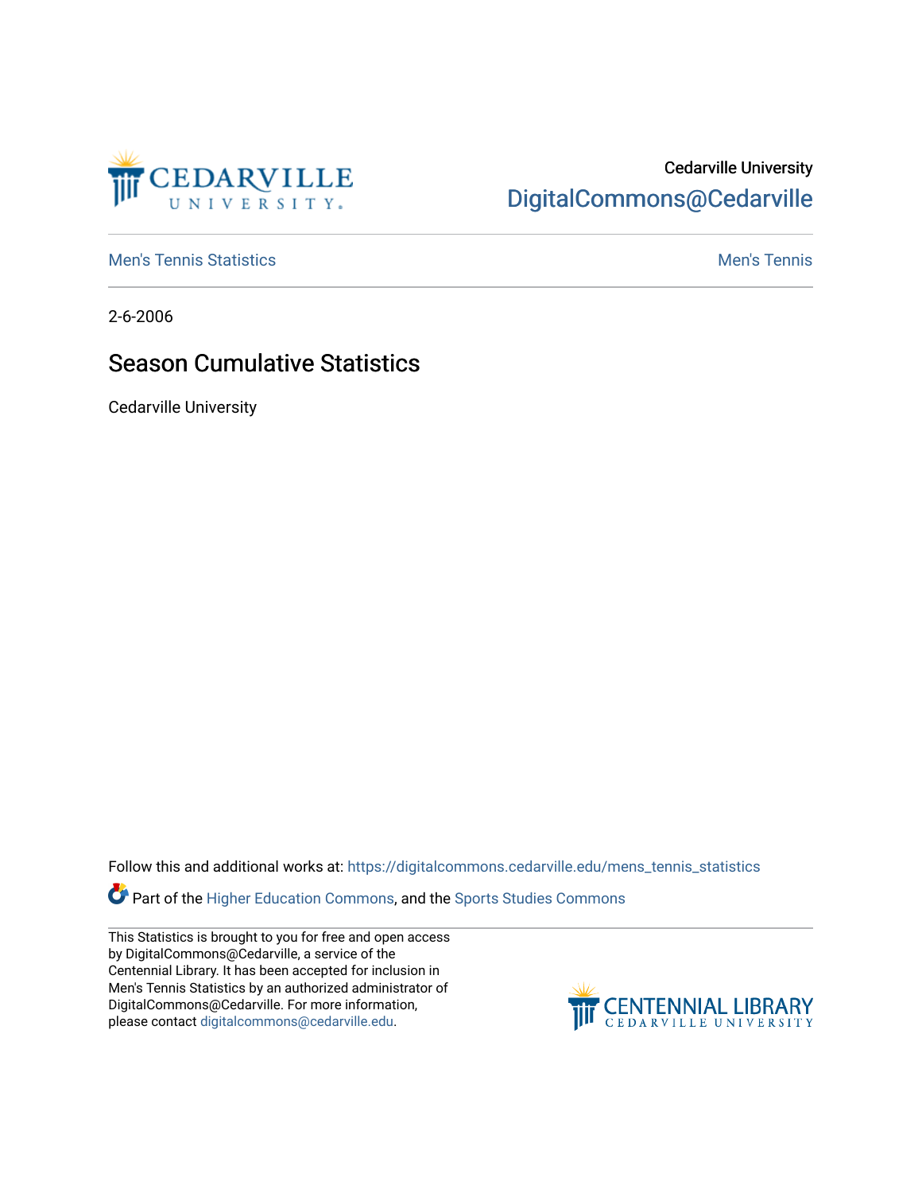Cedarville University

DigitalCommons@Cedarville

Men's Tennis Statistics | Men's Tennis

2-6-2006

# Season Cumulative Statistics

Cedarville University

Follow this and additional works at: https://digitalcommons.cedarville.edu/mens_tennis_statistics

Part of the Higher Education Commons, and the Sports Studies Commons

This Statistics is brought to you for free and open access by DigitalCommons@Cedarville, a service of the Centennial Library. It has been accepted for inclusion in Men's Tennis Statistics by an authorized administrator of DigitalCommons@Cedarville. For more information, please contact digitalcommons@cedarville.edu.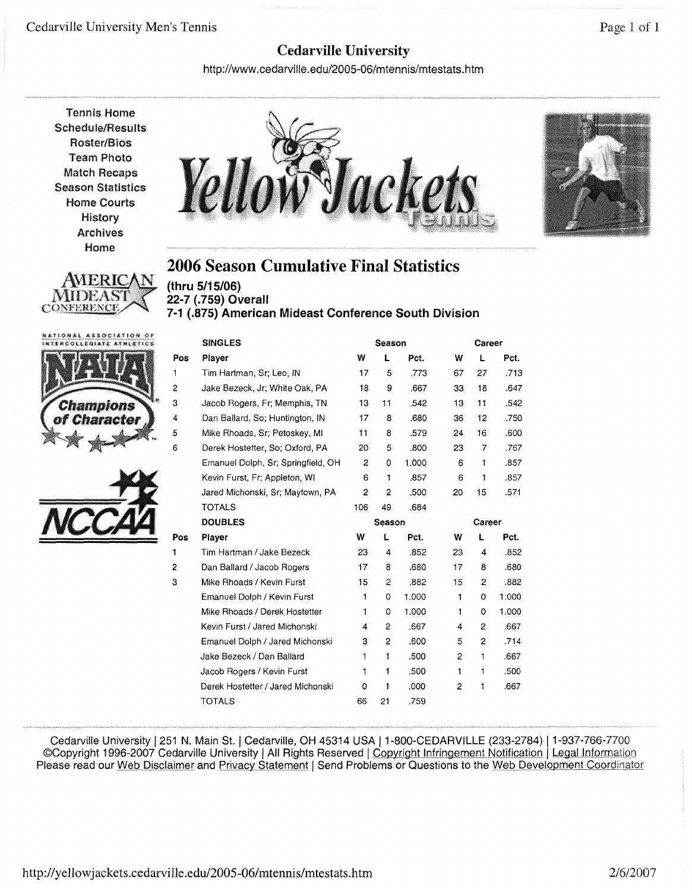## Cedarville University

http://www.cedarville.edu/2005-06/mtennis/mtestats.htm

Tennis Home
Schedule/Results
Roster/Bios
Team Photo
Match Recaps
Season Statistics
Home Courts
History
Archives
Home

# 2006 Season Cumulative Final Statistics

**(thru 5/15/06)**
**22-7 (.759) Overall**
**7-1 (.875) American Mideast Conference South Division**

| | SINGLES | Season | | | Career | | |
|---|---|---|---|---|---|---|---|
| Pos | Player | W | L | Pct. | W | L | Pct. |
| 1 | Tim Hartman, Sr; Leo, IN | 17 | 5 | .773 | 67 | 27 | .713 |
| 2 | Jake Bezeck, Jr; White Oak, PA | 18 | 9 | .667 | 33 | 18 | .647 |
| 3 | Jacob Rogers, Fr; Memphis, TN | 13 | 11 | .542 | 13 | 11 | .542 |
| 4 | Dan Ballard, So; Huntington, IN | 17 | 8 | .680 | 36 | 12 | .750 |
| 5 | Mike Rhoads, Sr; Petoskey, MI | 11 | 8 | .579 | 24 | 16 | .600 |
| 6 | Derek Hostetter, So; Oxford, PA | 20 | 5 | .800 | 23 | 7 | .767 |
| | Emanuel Dolph, Sr; Springfield, OH | 2 | 0 | 1.000 | 6 | 1 | .857 |
| | Kevin Furst, Fr; Appleton, WI | 6 | 1 | .857 | 6 | 1 | .857 |
| | Jared Michonski, Sr; Maytown, PA | 2 | 2 | .500 | 20 | 15 | .571 |
| | TOTALS | 106 | 49 | .684 | | | |

| | DOUBLES | Season | | | Career | | |
|---|---|---|---|---|---|---|---|
| Pos | Player | W | L | Pct. | W | L | Pct. |
| 1 | Tim Hartman / Jake Bezeck | 23 | 4 | .852 | 23 | 4 | .852 |
| 2 | Dan Ballard / Jacob Rogers | 17 | 8 | .680 | 17 | 8 | .680 |
| 3 | Mike Rhoads / Kevin Furst | 15 | 2 | .882 | 15 | 2 | .882 |
| | Emanuel Dolph / Kevin Furst | 1 | 0 | 1.000 | 1 | 0 | 1.000 |
| | Mike Rhoads / Derek Hostetter | 1 | 0 | 1.000 | 1 | 0 | 1.000 |
| | Kevin Furst / Jared Michonski | 4 | 2 | .667 | 4 | 2 | .667 |
| | Emanuel Dolph / Jared Michonski | 3 | 2 | .600 | 5 | 2 | .714 |
| | Jake Bezeck / Dan Ballard | 1 | 1 | .500 | 2 | 1 | .667 |
| | Jacob Rogers / Kevin Furst | 1 | 1 | .500 | 1 | 1 | .500 |
| | Derek Hostetter / Jared Michonski | 0 | 1 | .000 | 2 | 1 | .667 |
| | TOTALS | 66 | 21 | .759 | | | |

Cedarville University | 251 N. Main St. | Cedarville, OH 45314 USA | 1-800-CEDARVILLE (233-2784) | 1-937-766-7700
©Copyright 1996-2007 Cedarville University | All Rights Reserved | Copyright Infringement Notification | Legal Information
Please read our Web Disclaimer and Privacy Statement | Send Problems or Questions to the Web Development Coordinator